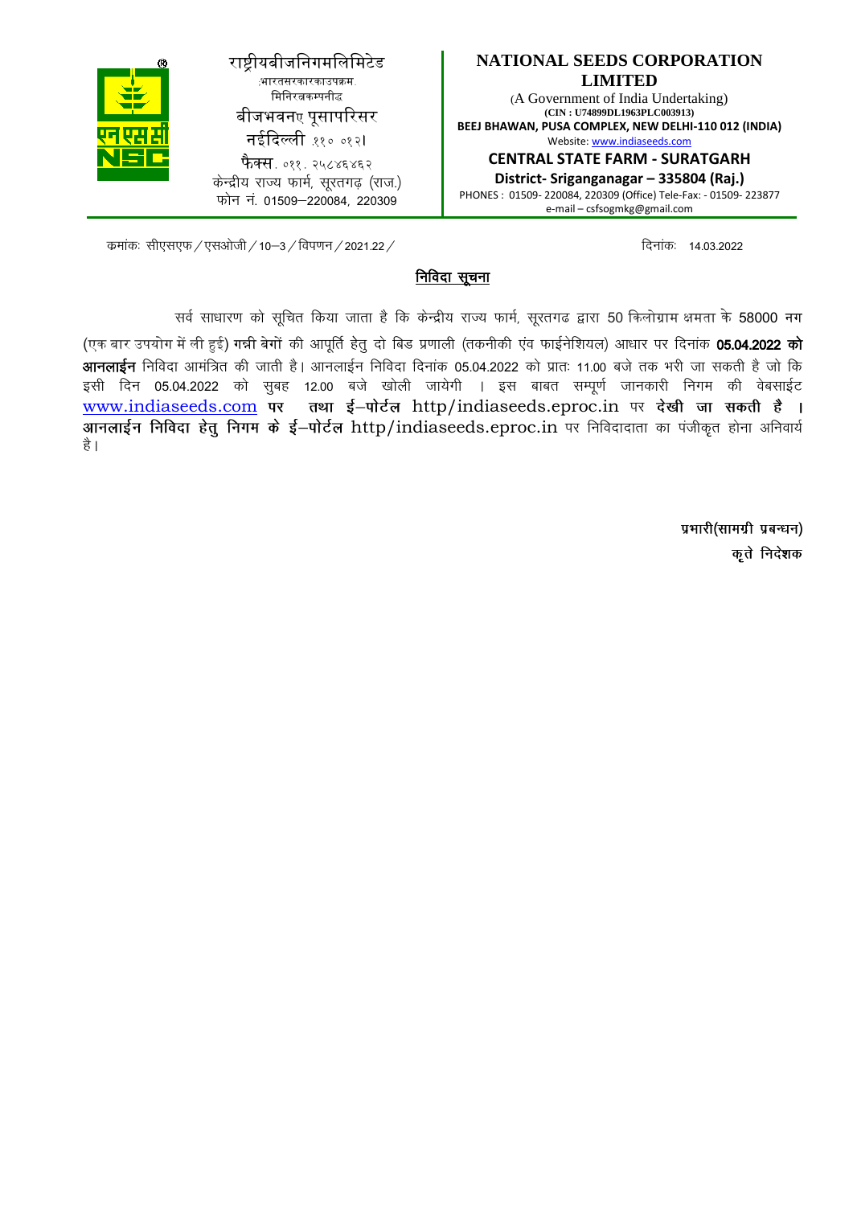राष्ट्रीयबीजनिगमलिमिटेड
:भारतसरकारकाउपक्रम.
मिनिरत्नकम्पनीद्ध
बीजभवनए पूसापरिसर
नईदिल्ली .११० ०१२।
फैक्स. ०११. २५८४६४६२
केन्द्रीय राज्य फार्म, सूरतगढ़ (राज.)
फोन नं. 01509—220084, 220309

**NATIONAL SEEDS CORPORATION LIMITED**
(A Government of India Undertaking)
**(CIN : U74899DL1963PLC003913)**
**BEEJ BHAWAN, PUSA COMPLEX, NEW DELHI-110 012 (INDIA)**
Website: www.indiaseeds.com
**CENTRAL STATE FARM - SURATGARH**
**District- Sriganganagar – 335804 (Raj.)**
PHONES : 01509- 220084, 220309 (Office) Tele-Fax: - 01509- 223877
e-mail – csfsogmkg@gmail.com

क्रमांकः सीएसएफ/एसओजी/10–3/विपणन/2021.22/ दिनांकः 14.03.2022

## निविदा सूचना

सर्व साधारण को सूचित किया जाता है कि केन्द्रीय राज्य फार्म, सूरतगढ द्वारा 50 किलोग्राम क्षमता के 58000 **नग** (एक बार उपयोग में ली हुई) **गन्नी बेगों** की आपूर्ति हेतु दो बिड प्रणाली (तकनीकी एंव फाईनेशियल) आधार पर दिनांक **05.04.2022 को आनलाईन** निविदा आमंत्रित की जाती है। आनलाईन निविदा दिनांक 05.04.2022 को प्रातः 11.00 बजे तक भरी जा सकती है जो कि इसी दिन 05.04.2022 को सुबह 12.00 बजे खोली जायेगी । इस बाबत सम्पूर्ण जानकारी निगम की वेबसाईट www.indiaseeds.com **पर तथा ई–पोर्टल** http/indiaseeds.eproc.in पर **देखी जा सकती है । आनलाईन निविदा हेतु निगम के ई–पोर्टल** http/indiaseeds.eproc.in पर निविदादाता का पंजीकृत होना अनिवार्य है।

**प्रभारी(सामग्री प्रबन्धन)**
**कृते निदेशक**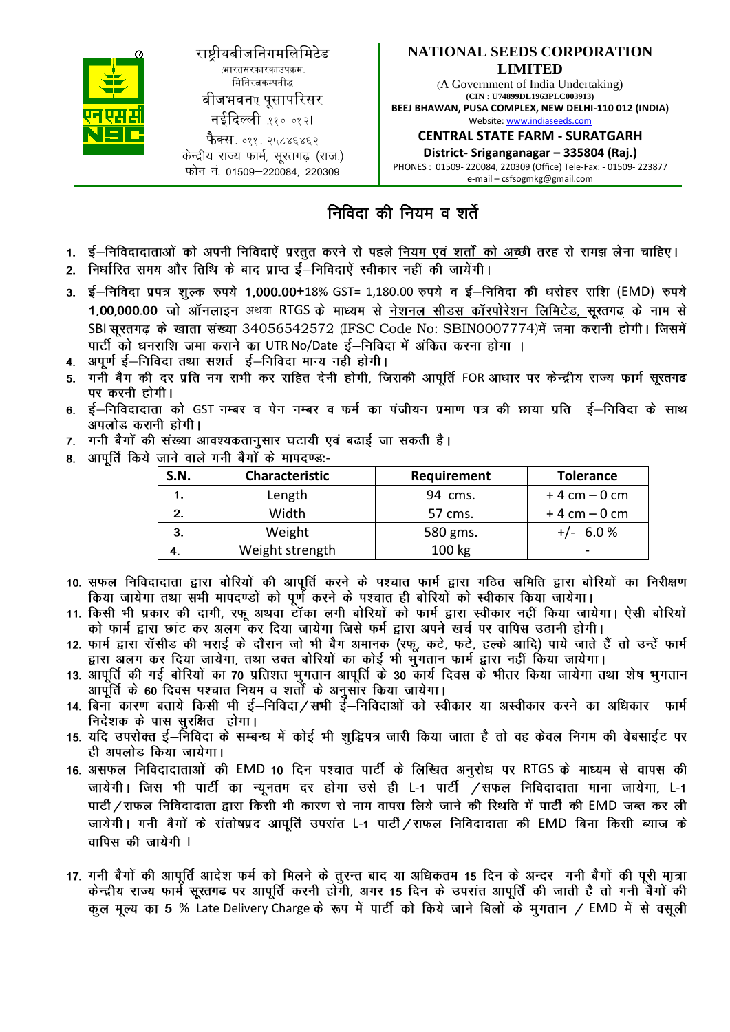राष्ट्रीयबीजनिगमलिमिटेड
(भारतसरकारकाउपक्रम)
मिनिरत्नकम्पनी
बीजभवन, पूसापरिसर
नईदिल्ली 110 012।
फैक्स. 011. 25846462
केन्द्रीय राज्य फार्म, सूरतगढ़ (राज.)
फोन नं. 01509–220084, 220309

**NATIONAL SEEDS CORPORATION LIMITED**
(A Government of India Undertaking)
**(CIN : U74899DL1963PLC003913)**
**BEEJ BHAWAN, PUSA COMPLEX, NEW DELHI-110 012 (INDIA)**
Website: www.indiaseeds.com
**CENTRAL STATE FARM - SURATGARH**
**District- Sriganganagar – 335804 (Raj.)**
PHONES : 01509- 220084, 220309 (Office) Tele-Fax: - 01509- 223877
e-mail – csfsogmkg@gmail.com

## निविदा की नियम व शर्ते

1. ई–निविदादाताओं को अपनी निविदाऐं प्रस्तुत करने से पहले नियम एवं शर्तों को अच्छी तरह से समझ लेना चाहिए।
2. निर्धारित समय और तिथि के बाद प्राप्त ई–निविदाऐं स्वीकार नहीं की जायेंगी।
3. ई–निविदा प्रपत्र शुल्क रुपये **1,000.00**+18% GST= 1,180.00 रुपये व ई–निविदा की धरोहर राशि (EMD) रुपये **1,00,000.00** जो ऑनलाइन अथवा RTGS के माध्यम से नेशनल सीडस कॉरपोरेशन लिमिटेड, सूरतगढ के नाम से SBI सूरतगढ़ के खाता संख्या 34056542572 (IFSC Code No: SBIN0007774) में जमा करानी होगी। जिसमें पार्टी को धनराशि जमा कराने का UTR No/Date ई–निविदा में अंकित करना होगा ।
4. अपूर्ण ई–निविदा तथा सशर्त ई–निविदा मान्य नही होगी।
5. गनी बैग की दर प्रति नग सभी कर सहित देनी होगी, जिसकी आपूर्ति FOR आधार पर केन्द्रीय राज्य फार्म सूरतगढ पर करनी होगी।
6. ई–निविदादाता को GST नम्बर व पेन नम्बर व फर्म का पंजीयन प्रमाण पत्र की छाया प्रति ई–निविदा के साथ अपलोड करानी होगी।
7. गनी बैगों की संख्या आवश्यकतानुसार घटायी एवं बढाई जा सकती है।
8. आपूर्ति किये जाने वाले गनी बैगों के मापदण्ड:-

| S.N. | Characteristic | Requirement | Tolerance |
|---|---|---|---|
| 1. | Length | 94 cms. | + 4 cm – 0 cm |
| 2. | Width | 57 cms. | + 4 cm – 0 cm |
| 3. | Weight | 580 gms. | +/- 6.0 % |
| 4. | Weight strength | 100 kg | - |

10. सफल निविदादाता द्वारा बोरियों की आपूर्ति करने के पश्चात फार्म द्वारा गठित समिति द्वारा बोरियों का निरीक्षण किया जायेगा तथा सभी मापदण्डों को पूर्ण करने के पश्चात ही बोरियों को स्वीकार किया जायेगा।
11. किसी भी प्रकार की दागी, रफू अथवा टॉका लगी बोरियों को फार्म द्वारा स्वीकार नहीं किया जायेगा। ऐसी बोरियों को फार्म द्वारा छांट कर अलग कर दिया जायेगा जिसे फर्म द्वारा अपने खर्च पर वापिस उठानी होगी।
12. फार्म द्वारा रॉसीड के भराई के दौरान जो भी बैग अमानक (रफू, कटे, फटे, हल्के आदि) पाये जाते हैं तो उन्हें फार्म द्वारा अलग कर दिया जायेगा, तथा उक्त बोरियों का कोई भी भुगतान फार्म द्वारा नहीं किया जायेगा।
13. आपूर्ति की गई बोरियों का 70 प्रतिशत भुगतान आपूर्ति के 30 कार्य दिवस के भीतर किया जायेगा तथा शेष भुगतान आपूर्ति के 60 दिवस पश्चात नियम व शर्तों के अनुसार किया जायेगा।
14. बिना कारण बताये किसी भी ई–निविदा/सभी ई–निविदाओं को स्वीकार या अस्वीकार करने का अधिकार फार्म निदेशक के पास सुरक्षित होगा।
15. यदि उपरोक्त ई–निविदा के सम्बन्ध में कोई भी शुद्धिपत्र जारी किया जाता है तो वह केवल निगम की वेबसाईट पर ही अपलोड किया जायेगा।
16. असफल निविदादाताओं की EMD 10 दिन पश्चात पार्टी के लिखित अनुरोध पर RTGS के माध्यम से वापस की जायेगी। जिस भी पार्टी का न्यूनतम दर होगा उसे ही L-1 पार्टी /सफल निविदादाता माना जायेगा, L-1 पार्टी/सफल निविदादाता द्वारा किसी भी कारण से नाम वापस लिये जाने की स्थिति में पार्टी की EMD जब्त कर ली जायेगी। गनी बैगों के संतोषप्रद आपूर्ति उपरांत L-1 पार्टी/सफल निविदादाता की EMD बिना किसी ब्याज के वापिस की जायेगी ।
17. गनी बैगों की आपूर्ति आदेश फर्म को मिलने के तुरन्त बाद या अधिकतम 15 दिन के अन्दर गनी बैगों की पूरी मात्रा केन्द्रीय राज्य फार्म सूरतगढ पर आपूर्ति करनी होगी, अगर 15 दिन के उपरांत आपूर्ति की जाती है तो गनी बैगों की कुल मूल्य का 5 % Late Delivery Charge के रूप में पार्टी को किये जाने बिलों के भुगतान / EMD में से वसूली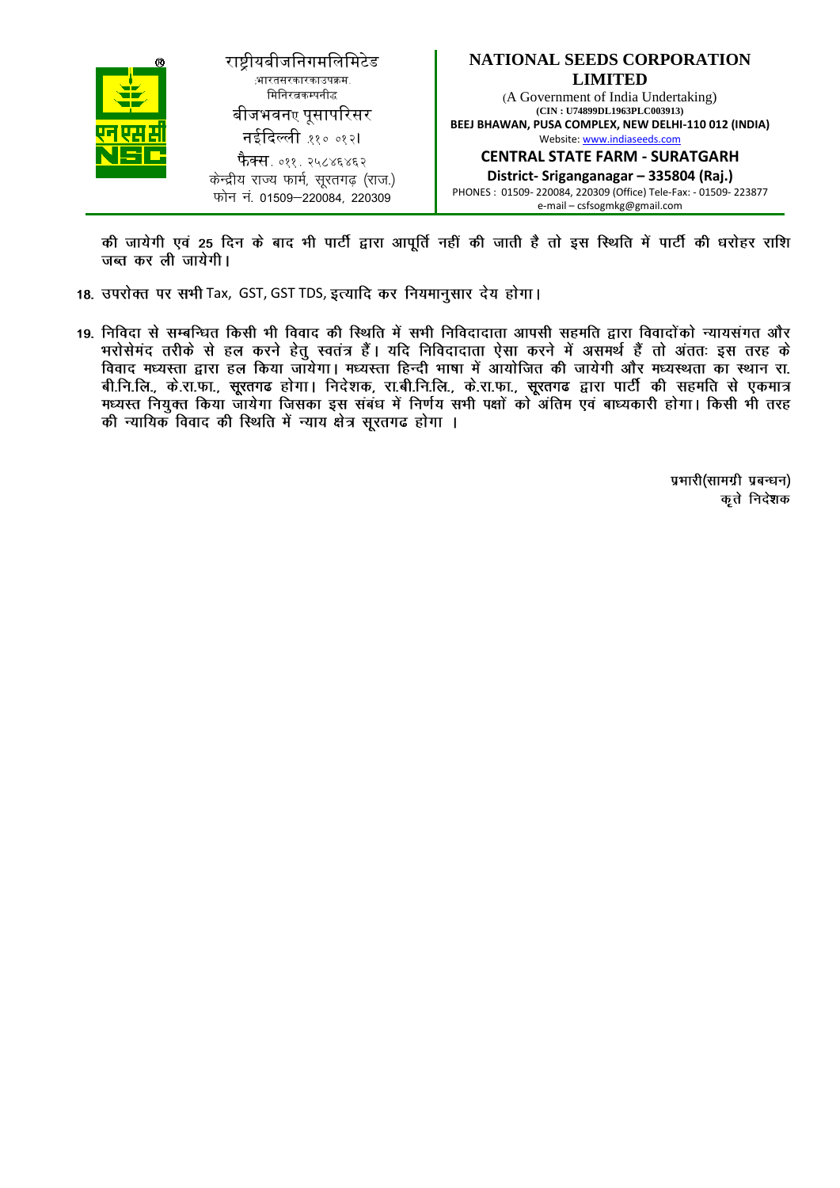की जायेगी एवं 25 दिन के बाद भी पार्टी द्वारा आपूर्ति नहीं की जाती है तो इस स्थिति में पार्टी की धरोहर राशि जब्त कर ली जायेगी।

18. उपरोक्त पर सभी Tax, GST, GST TDS, इत्यादि कर नियमानुसार देय होगा।

19. निविदा से सम्बन्धित किसी भी विवाद की स्थिति में सभी निविदादाता आपसी सहमति द्वारा विवादोंको न्यायसंगत और भरोसेमंद तरीके से हल करने हेतु स्वतंत्र हैं। यदि निविदादाता ऐसा करने में असमर्थ हैं तो अंततः इस तरह के विवाद मध्यस्ता द्वारा हल किया जायेगा। मध्यस्ता हिन्दी भाषा में आयोजित की जायेगी और मध्यस्थता का स्थान रा. बी.नि.लि., के.रा.फा., सूरतगढ होगा। निदेशक, रा.बी.नि.लि., के.रा.फा., सूरतगढ द्वारा पार्टी की सहमति से एकमात्र मध्यस्त नियुक्त किया जायेगा जिसका इस संबंध में निर्णय सभी पक्षों को अंतिम एवं बाध्यकारी होगा। किसी भी तरह की न्यायिक विवाद की स्थिति में न्याय क्षेत्र सूरतगढ होगा ।

प्रभारी(सामग्री प्रबन्धन)
कृते निदेशक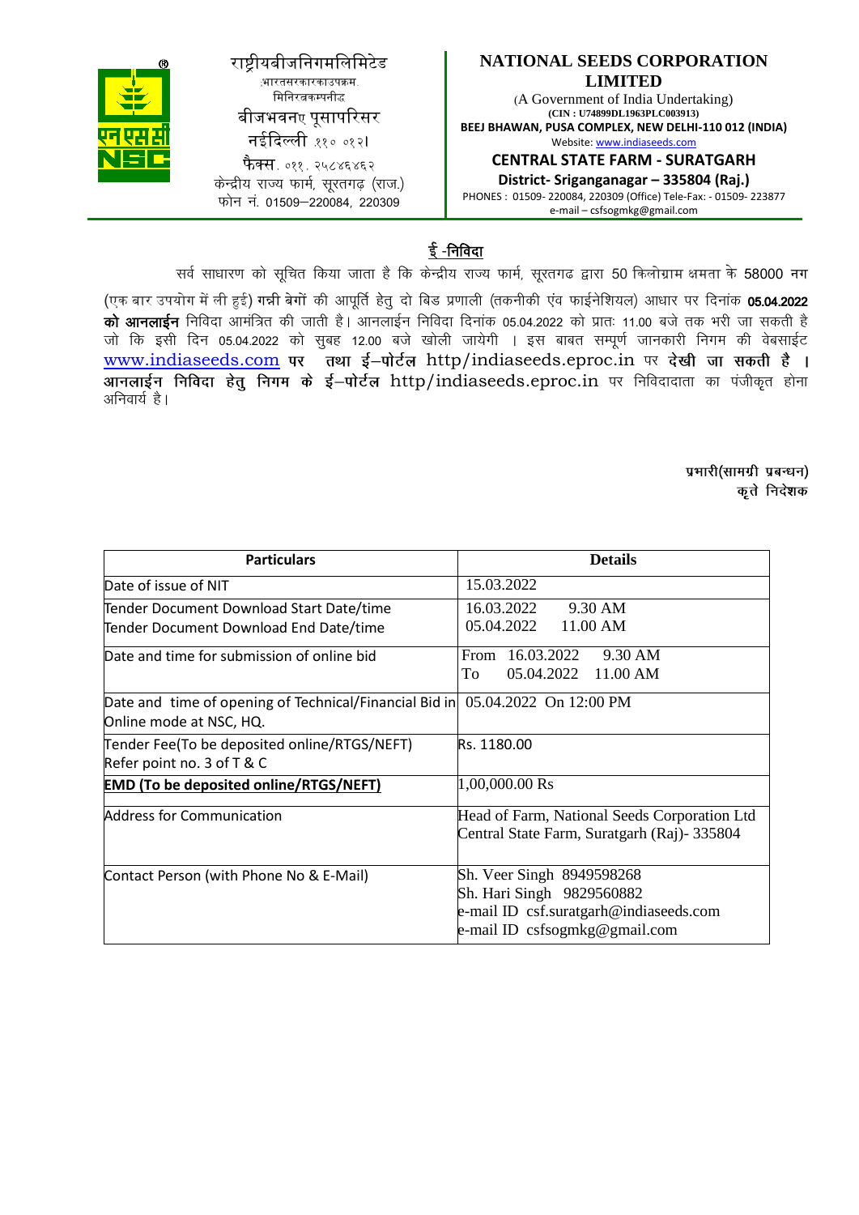राष्ट्रीयबीजनिगमलिमिटेड
(भारतसरकारकाउपक्रम
मिनिरत्नकम्पनी)
बीजभवन, पूसापरिसर
नईदिल्ली ११० ०१२।
फैक्स. ०११. २५८४६४६२
केन्द्रीय राज्य फार्म, सूरतगढ़ (राज.)
फोन नं. 01509—220084, 220309

**NATIONAL SEEDS CORPORATION LIMITED**
(A Government of India Undertaking)
**(CIN : U74899DL1963PLC003913)**
**BEEJ BHAWAN, PUSA COMPLEX, NEW DELHI-110 012 (INDIA)**
Website: www.indiaseeds.com
**CENTRAL STATE FARM - SURATGARH**
**District- Sriganganagar – 335804 (Raj.)**
PHONES : 01509- 220084, 220309 (Office) Tele-Fax: - 01509- 223877
e-mail – csfsogmkg@gmail.com

## ई -निविदा

सर्व साधारण को सूचित किया जाता है कि केन्द्रीय राज्य फार्म, सूरतगढ द्वारा 50 किलोग्राम क्षमता के 58000 नग (एक बार उपयोग में ली हुई) **गन्नी** बेगों की आपूर्ति हेतु दो बिड प्रणाली (तकनीकी एंव फाईनेशियल) आधार पर दिनांक **05.04.2022 को आनलाईन** निविदा आमंत्रित की जाती है। आनलाईन निविदा दिनांक 05.04.2022 को प्रातः 11.00 बजे तक भरी जा सकती है जो कि इसी दिन 05.04.2022 को सुबह 12.00 बजे खोली जायेगी । इस बाबत सम्पूर्ण जानकारी निगम की वेबसाईट www.indiaseeds.com **पर तथा ई–पोर्टल** http/indiaseeds.eproc.in पर **देखी जा सकती है । आनलाईन निविदा हेतु निगम के ई–पोर्टल** http/indiaseeds.eproc.in पर निविदादाता का पंजीकृत होना अनिवार्य है।

**प्रभारी(सामग्री प्रबन्धन)**
**कृते निदेशक**

| Particulars | Details |
|---|---|
| Date of issue of NIT | 15.03.2022 |
| Tender Document Download Start Date/time<br>Tender Document Download End Date/time | 16.03.2022 9.30 AM<br>05.04.2022 11.00 AM |
| Date and time for submission of online bid | From 16.03.2022 9.30 AM<br>To 05.04.2022 11.00 AM |
| Date and time of opening of Technical/Financial Bid in Online mode at NSC, HQ. | 05.04.2022 On 12:00 PM |
| Tender Fee(To be deposited online/RTGS/NEFT) Refer point no. 3 of T & C | Rs. 1180.00 |
| **EMD (To be deposited online/RTGS/NEFT)** | 1,00,000.00 Rs |
| Address for Communication | Head of Farm, National Seeds Corporation Ltd Central State Farm, Suratgarh (Raj)- 335804 |
| Contact Person (with Phone No & E-Mail) | Sh. Veer Singh 8949598268<br>Sh. Hari Singh 9829560882<br>e-mail ID csf.suratgarh@indiaseeds.com<br>e-mail ID csfsogmkg@gmail.com |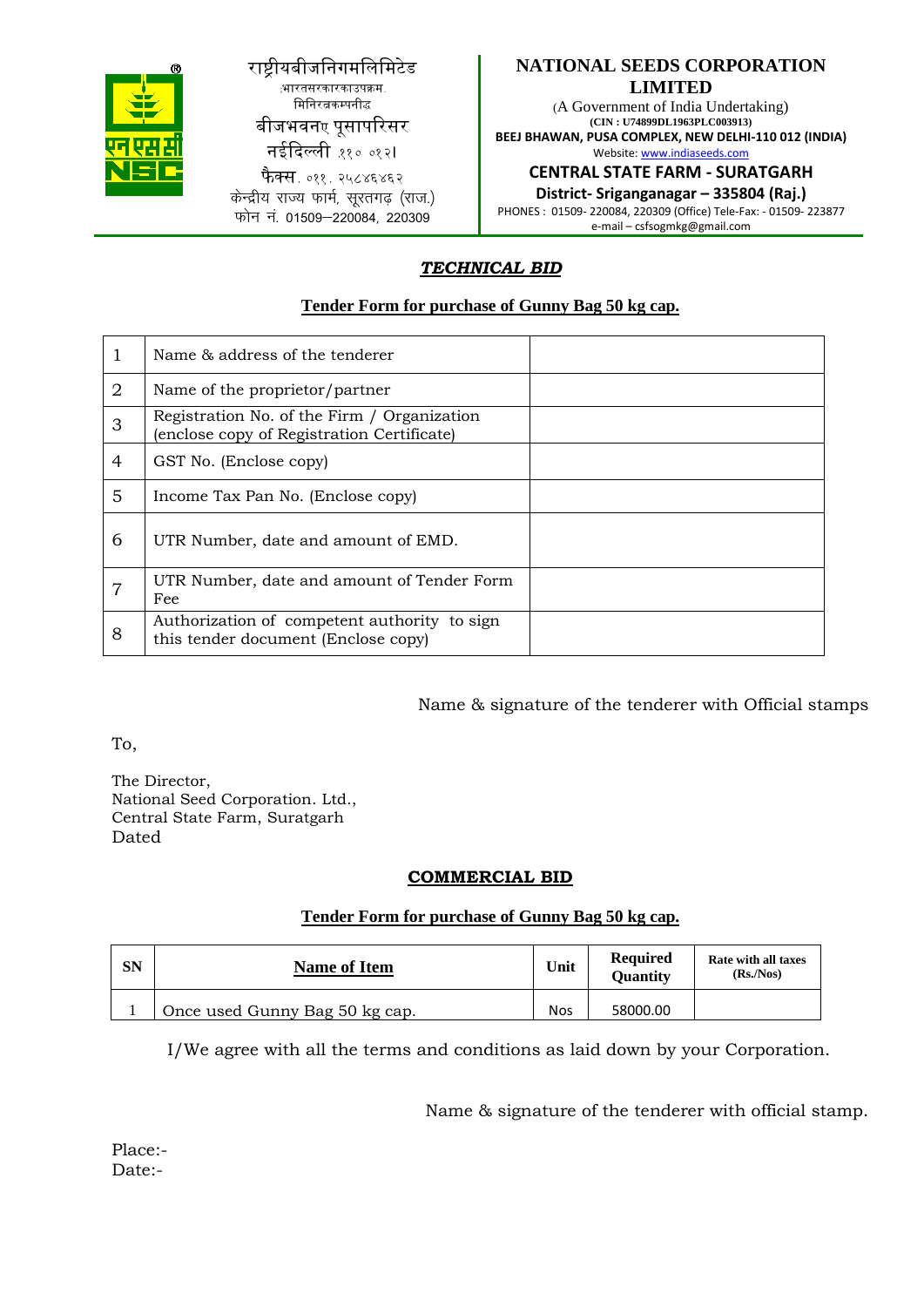राष्ट्रीयबीजनिगमलिमिटेड
:भारतसरकारकाउपक्रम.
मिनिरत्नकम्पनीः
बीजभवनए पूसापरिसर
नईदिल्ली .११० ०१२।
फैक्स. ०११. २५८४६४६२
केन्द्रीय राज्य फार्म, सूरतगढ़ (राज.)
फोन नं. 01509–220084, 220309

**NATIONAL SEEDS CORPORATION LIMITED**
(A Government of India Undertaking)
**(CIN : U74899DL1963PLC003913)**
**BEEJ BHAWAN, PUSA COMPLEX, NEW DELHI-110 012 (INDIA)**
Website: www.indiaseeds.com

**CENTRAL STATE FARM - SURATGARH**
**District- Sriganganagar – 335804 (Raj.)**
PHONES : 01509- 220084, 220309 (Office) Tele-Fax: - 01509- 223877
e-mail – csfsogmkg@gmail.com

## ***TECHNICAL BID***

### Tender Form for purchase of Gunny Bag 50 kg cap.

| | | |
|---|---|---|
| 1 | Name & address of the tenderer | |
| 2 | Name of the proprietor/partner | |
| 3 | Registration No. of the Firm / Organization (enclose copy of Registration Certificate) | |
| 4 | GST No. (Enclose copy) | |
| 5 | Income Tax Pan No. (Enclose copy) | |
| 6 | UTR Number, date and amount of EMD. | |
| 7 | UTR Number, date and amount of Tender Form Fee | |
| 8 | Authorization of competent authority to sign this tender document (Enclose copy) | |

Name & signature of the tenderer with Official stamps

To,

The Director,
National Seed Corporation. Ltd.,
Central State Farm, Suratgarh
Dated

## COMMERCIAL BID

### Tender Form for purchase of Gunny Bag 50 kg cap.

| SN | Name of Item | Unit | Required Quantity | Rate with all taxes (Rs./Nos) |
|---|---|---|---|---|
| 1 | Once used Gunny Bag 50 kg cap. | Nos | 58000.00 | |

I/We agree with all the terms and conditions as laid down by your Corporation.

Name & signature of the tenderer with official stamp.

Place:-
Date:-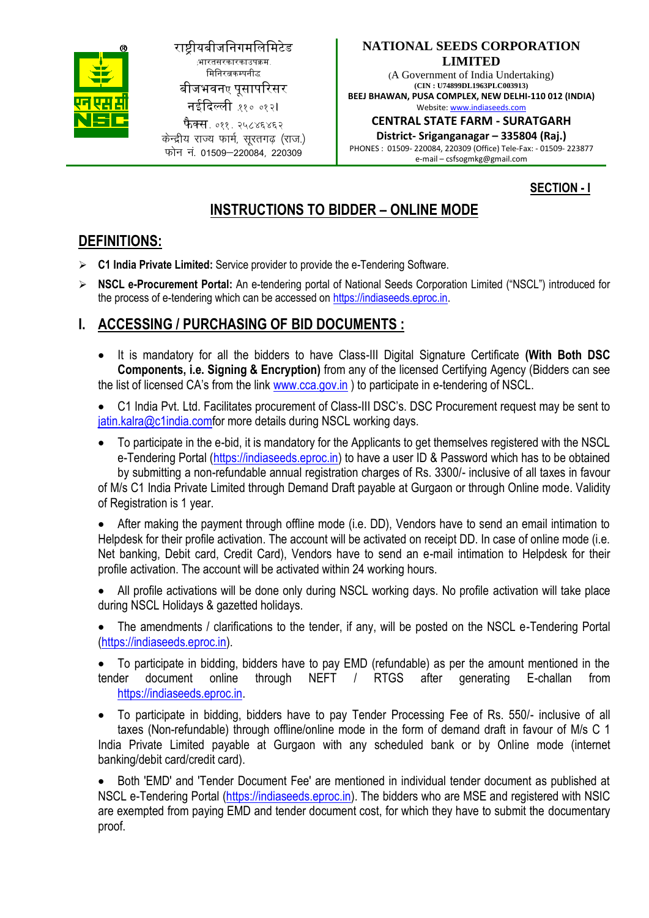राष्ट्रीयबीजनिगमलिमिटेड
:भारतसरकारकाउपक्रम.
मिनिरत्नकम्पनीद्व
बीजभवनए पूसापरिसर
नईदिल्ली .११० ०१२।
फैक्स. ०११. २५८४६४६२
केन्द्रीय राज्य फार्म, सूरतगढ़ (राज.)
फोन नं. 01509–220084, 220309

**NATIONAL SEEDS CORPORATION LIMITED**
(A Government of India Undertaking)
(CIN : U74899DL1963PLC003913)
**BEEJ BHAWAN, PUSA COMPLEX, NEW DELHI-110 012 (INDIA)**
Website: www.indiaseeds.com

**CENTRAL STATE FARM - SURATGARH**
**District- Sriganganagar – 335804 (Raj.)**
PHONES : 01509- 220084, 220309 (Office) Tele-Fax: - 01509- 223877
e-mail – csfsogmkg@gmail.com

**SECTION - I**

# INSTRUCTIONS TO BIDDER – ONLINE MODE

## DEFINITIONS:

- **C1 India Private Limited:** Service provider to provide the e-Tendering Software.
- **NSCL e-Procurement Portal:** An e-tendering portal of National Seeds Corporation Limited ("NSCL") introduced for the process of e-tendering which can be accessed on https://indiaseeds.eproc.in.

## I. ACCESSING / PURCHASING OF BID DOCUMENTS :

- It is mandatory for all the bidders to have Class-III Digital Signature Certificate **(With Both DSC Components, i.e. Signing & Encryption)** from any of the licensed Certifying Agency (Bidders can see the list of licensed CA's from the link www.cca.gov.in ) to participate in e-tendering of NSCL.
- C1 India Pvt. Ltd. Facilitates procurement of Class-III DSC's. DSC Procurement request may be sent to jatin.kalra@c1india.comfor more details during NSCL working days.
- To participate in the e-bid, it is mandatory for the Applicants to get themselves registered with the NSCL e-Tendering Portal (https://indiaseeds.eproc.in) to have a user ID & Password which has to be obtained by submitting a non-refundable annual registration charges of Rs. 3300/- inclusive of all taxes in favour of M/s C1 India Private Limited through Demand Draft payable at Gurgaon or through Online mode. Validity of Registration is 1 year.
- After making the payment through offline mode (i.e. DD), Vendors have to send an email intimation to Helpdesk for their profile activation. The account will be activated on receipt DD. In case of online mode (i.e. Net banking, Debit card, Credit Card), Vendors have to send an e-mail intimation to Helpdesk for their profile activation. The account will be activated within 24 working hours.
- All profile activations will be done only during NSCL working days. No profile activation will take place during NSCL Holidays & gazetted holidays.
- The amendments / clarifications to the tender, if any, will be posted on the NSCL e-Tendering Portal (https://indiaseeds.eproc.in).
- To participate in bidding, bidders have to pay EMD (refundable) as per the amount mentioned in the tender document online through NEFT / RTGS after generating E-challan from https://indiaseeds.eproc.in.
- To participate in bidding, bidders have to pay Tender Processing Fee of Rs. 550/- inclusive of all taxes (Non-refundable) through offline/online mode in the form of demand draft in favour of M/s C 1 India Private Limited payable at Gurgaon with any scheduled bank or by Online mode (internet banking/debit card/credit card).
- Both 'EMD' and 'Tender Document Fee' are mentioned in individual tender document as published at NSCL e-Tendering Portal (https://indiaseeds.eproc.in). The bidders who are MSE and registered with NSIC are exempted from paying EMD and tender document cost, for which they have to submit the documentary proof.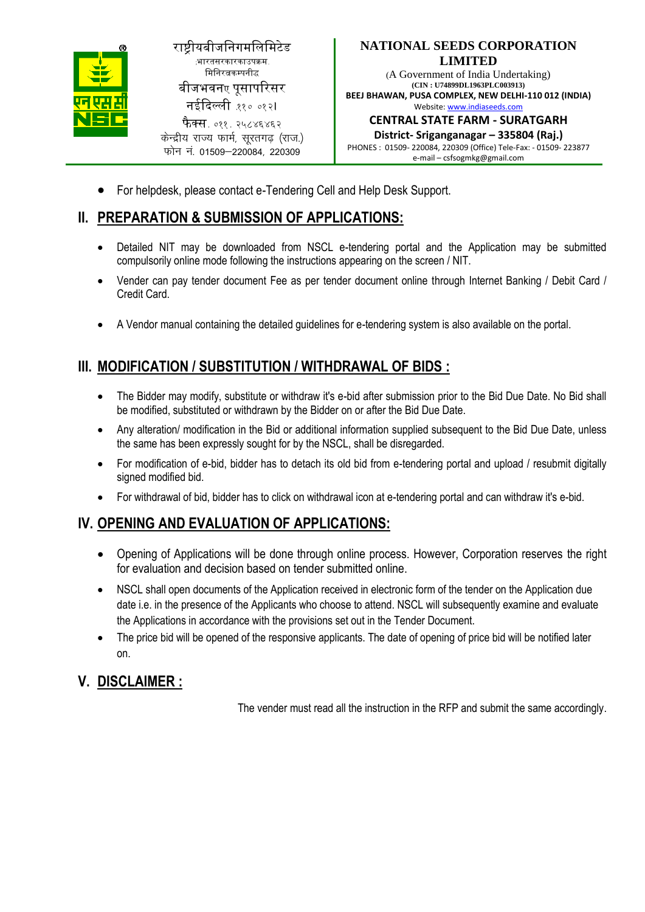- For helpdesk, please contact e-Tendering Cell and Help Desk Support.

## II. PREPARATION & SUBMISSION OF APPLICATIONS:

- Detailed NIT may be downloaded from NSCL e-tendering portal and the Application may be submitted compulsorily online mode following the instructions appearing on the screen / NIT.
- Vender can pay tender document Fee as per tender document online through Internet Banking / Debit Card / Credit Card.
- A Vendor manual containing the detailed guidelines for e-tendering system is also available on the portal.

## III. MODIFICATION / SUBSTITUTION / WITHDRAWAL OF BIDS :

- The Bidder may modify, substitute or withdraw it's e-bid after submission prior to the Bid Due Date. No Bid shall be modified, substituted or withdrawn by the Bidder on or after the Bid Due Date.
- Any alteration/ modification in the Bid or additional information supplied subsequent to the Bid Due Date, unless the same has been expressly sought for by the NSCL, shall be disregarded.
- For modification of e-bid, bidder has to detach its old bid from e-tendering portal and upload / resubmit digitally signed modified bid.
- For withdrawal of bid, bidder has to click on withdrawal icon at e-tendering portal and can withdraw it's e-bid.

## IV. OPENING AND EVALUATION OF APPLICATIONS:

- Opening of Applications will be done through online process. However, Corporation reserves the right for evaluation and decision based on tender submitted online.
- NSCL shall open documents of the Application received in electronic form of the tender on the Application due date i.e. in the presence of the Applicants who choose to attend. NSCL will subsequently examine and evaluate the Applications in accordance with the provisions set out in the Tender Document.
- The price bid will be opened of the responsive applicants. The date of opening of price bid will be notified later on.

## V. DISCLAIMER :

The vender must read all the instruction in the RFP and submit the same accordingly.